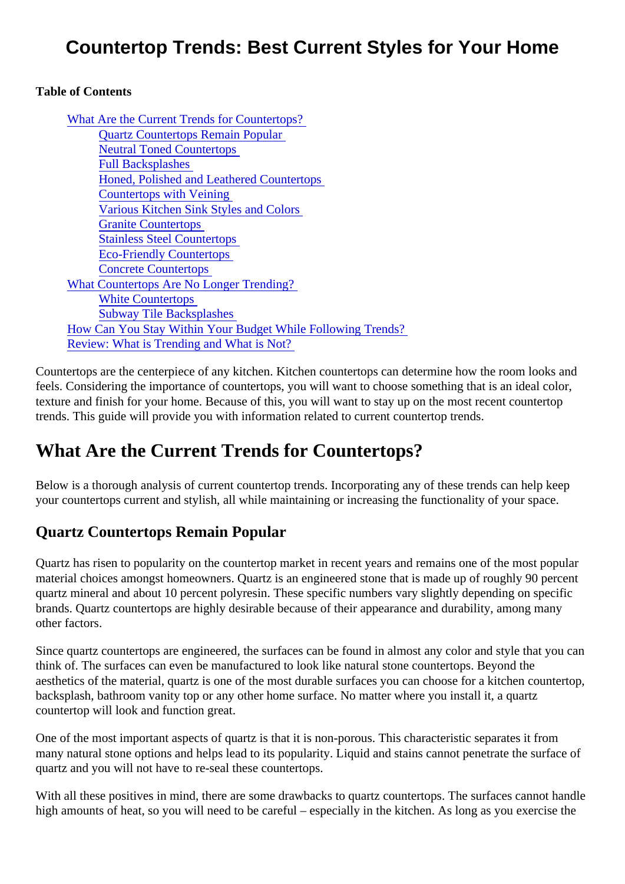# Countertop Trends: Best Current Styles for Your Home

**Table of Contents**

- What Are the Current Trends for Countertops?
  - Quartz Countertops Remain Popular
  - Neutral Toned Countertops
  - Full Backsplashes
  - Honed, Polished and Leathered Countertops
  - Countertops with Veining
  - Various Kitchen Sink Styles and Colors
  - Granite Countertops
  - Stainless Steel Countertops
  - Eco-Friendly Countertops
  - Concrete Countertops
- What Countertops Are No Longer Trending?
  - White Countertops
  - Subway Tile Backsplashes
- How Can You Stay Within Your Budget While Following Trends?
- Review: What is Trending and What is Not?

Countertops are the centerpiece of any kitchen. Kitchen countertops can determine how the room looks and feels. Considering the importance of countertops, you will want to choose something that is an ideal color, texture and finish for your home. Because of this, you will want to stay up on the most recent countertop trends. This guide will provide you with information related to current countertop trends.

## What Are the Current Trends for Countertops?

Below is a thorough analysis of current countertop trends. Incorporating any of these trends can help keep your countertops current and stylish, all while maintaining or increasing the functionality of your space.

### Quartz Countertops Remain Popular

Quartz has risen to popularity on the countertop market in recent years and remains one of the most popular material choices amongst homeowners. Quartz is an engineered stone that is made up of roughly 90 percent quartz mineral and about 10 percent polyresin. These specific numbers vary slightly depending on specific brands. Quartz countertops are highly desirable because of their appearance and durability, among many other factors.

Since quartz countertops are engineered, the surfaces can be found in almost any color and style that you can think of. The surfaces can even be manufactured to look like natural stone countertops. Beyond the aesthetics of the material, quartz is one of the most durable surfaces you can choose for a kitchen countertop, backsplash, bathroom vanity top or any other home surface. No matter where you install it, a quartz countertop will look and function great.

One of the most important aspects of quartz is that it is non-porous. This characteristic separates it from many natural stone options and helps lead to its popularity. Liquid and stains cannot penetrate the surface of quartz and you will not have to re-seal these countertops.

With all these positives in mind, there are some drawbacks to quartz countertops. The surfaces cannot handle high amounts of heat, so you will need to be careful – especially in the kitchen. As long as you exercise the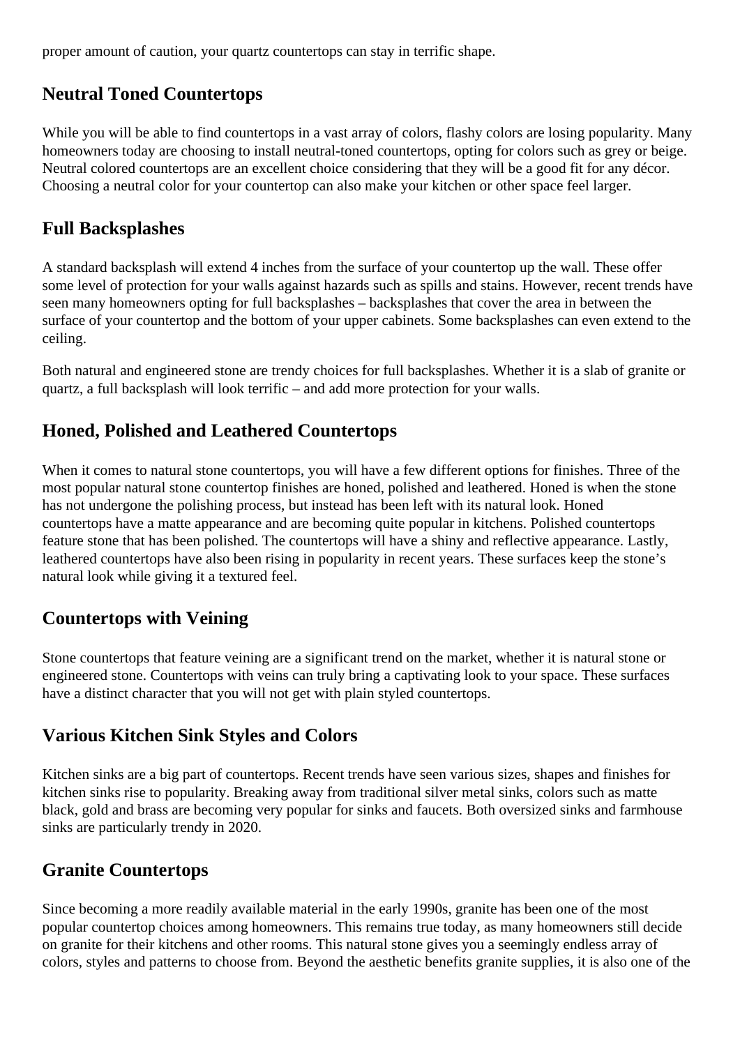proper amount of caution, your quartz countertops can stay in terrific shape.

## Neutral Toned Countertops

While you will be able to find countertops in a vast array of colors, flashy colors are losing popularity. Many homeowners today are choosing to install neutral-toned countertops, opting for colors such as grey or beige. Neutral colored countertops are an excellent choice considering that they will be a good fit for any décor. Choosing a neutral color for your countertop can also make your kitchen or other space feel larger.

## Full Backsplashes

A standard backsplash will extend 4 inches from the surface of your countertop up the wall. These offer some level of protection for your walls against hazards such as spills and stains. However, recent trends have seen many homeowners opting for full backsplashes – backsplashes that cover the area in between the surface of your countertop and the bottom of your upper cabinets. Some backsplashes can even extend to the ceiling.

Both natural and engineered stone are trendy choices for full backsplashes. Whether it is a slab of granite or quartz, a full backsplash will look terrific – and add more protection for your walls.

## Honed, Polished and Leathered Countertops

When it comes to natural stone countertops, you will have a few different options for finishes. Three of the most popular natural stone countertop finishes are honed, polished and leathered. Honed is when the stone has not undergone the polishing process, but instead has been left with its natural look. Honed countertops have a matte appearance and are becoming quite popular in kitchens. Polished countertops feature stone that has been polished. The countertops will have a shiny and reflective appearance. Lastly, leathered countertops have also been rising in popularity in recent years. These surfaces keep the stone's natural look while giving it a textured feel.

## Countertops with Veining

Stone countertops that feature veining are a significant trend on the market, whether it is natural stone or engineered stone. Countertops with veins can truly bring a captivating look to your space. These surfaces have a distinct character that you will not get with plain styled countertops.

## Various Kitchen Sink Styles and Colors

Kitchen sinks are a big part of countertops. Recent trends have seen various sizes, shapes and finishes for kitchen sinks rise to popularity. Breaking away from traditional silver metal sinks, colors such as matte black, gold and brass are becoming very popular for sinks and faucets. Both oversized sinks and farmhouse sinks are particularly trendy in 2020.

## Granite Countertops

Since becoming a more readily available material in the early 1990s, granite has been one of the most popular countertop choices among homeowners. This remains true today, as many homeowners still decide on granite for their kitchens and other rooms. This natural stone gives you a seemingly endless array of colors, styles and patterns to choose from. Beyond the aesthetic benefits granite supplies, it is also one of the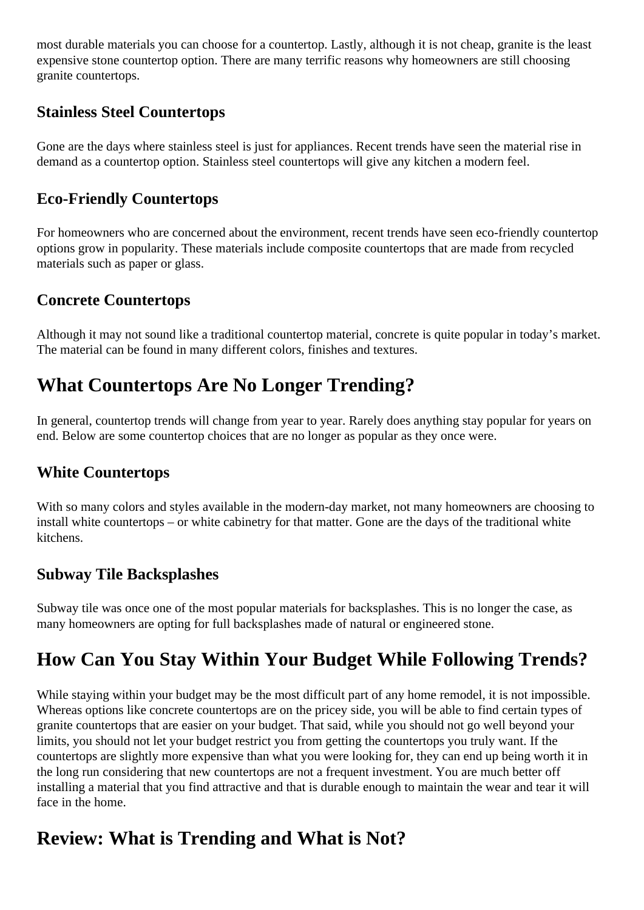most durable materials you can choose for a countertop. Lastly, although it is not cheap, granite is the least expensive stone countertop option. There are many terrific reasons why homeowners are still choosing granite countertops.

### Stainless Steel Countertops

Gone are the days where stainless steel is just for appliances. Recent trends have seen the material rise in demand as a countertop option. Stainless steel countertops will give any kitchen a modern feel.

### Eco-Friendly Countertops

For homeowners who are concerned about the environment, recent trends have seen eco-friendly countertop options grow in popularity. These materials include composite countertops that are made from recycled materials such as paper or glass.

### Concrete Countertops

Although it may not sound like a traditional countertop material, concrete is quite popular in today's market. The material can be found in many different colors, finishes and textures.

## What Countertops Are No Longer Trending?

In general, countertop trends will change from year to year. Rarely does anything stay popular for years on end. Below are some countertop choices that are no longer as popular as they once were.

### White Countertops

With so many colors and styles available in the modern-day market, not many homeowners are choosing to install white countertops – or white cabinetry for that matter. Gone are the days of the traditional white kitchens.

### Subway Tile Backsplashes

Subway tile was once one of the most popular materials for backsplashes. This is no longer the case, as many homeowners are opting for full backsplashes made of natural or engineered stone.

## How Can You Stay Within Your Budget While Following Trends?

While staying within your budget may be the most difficult part of any home remodel, it is not impossible. Whereas options like concrete countertops are on the pricey side, you will be able to find certain types of granite countertops that are easier on your budget. That said, while you should not go well beyond your limits, you should not let your budget restrict you from getting the countertops you truly want. If the countertops are slightly more expensive than what you were looking for, they can end up being worth it in the long run considering that new countertops are not a frequent investment. You are much better off installing a material that you find attractive and that is durable enough to maintain the wear and tear it will face in the home.

## Review: What is Trending and What is Not?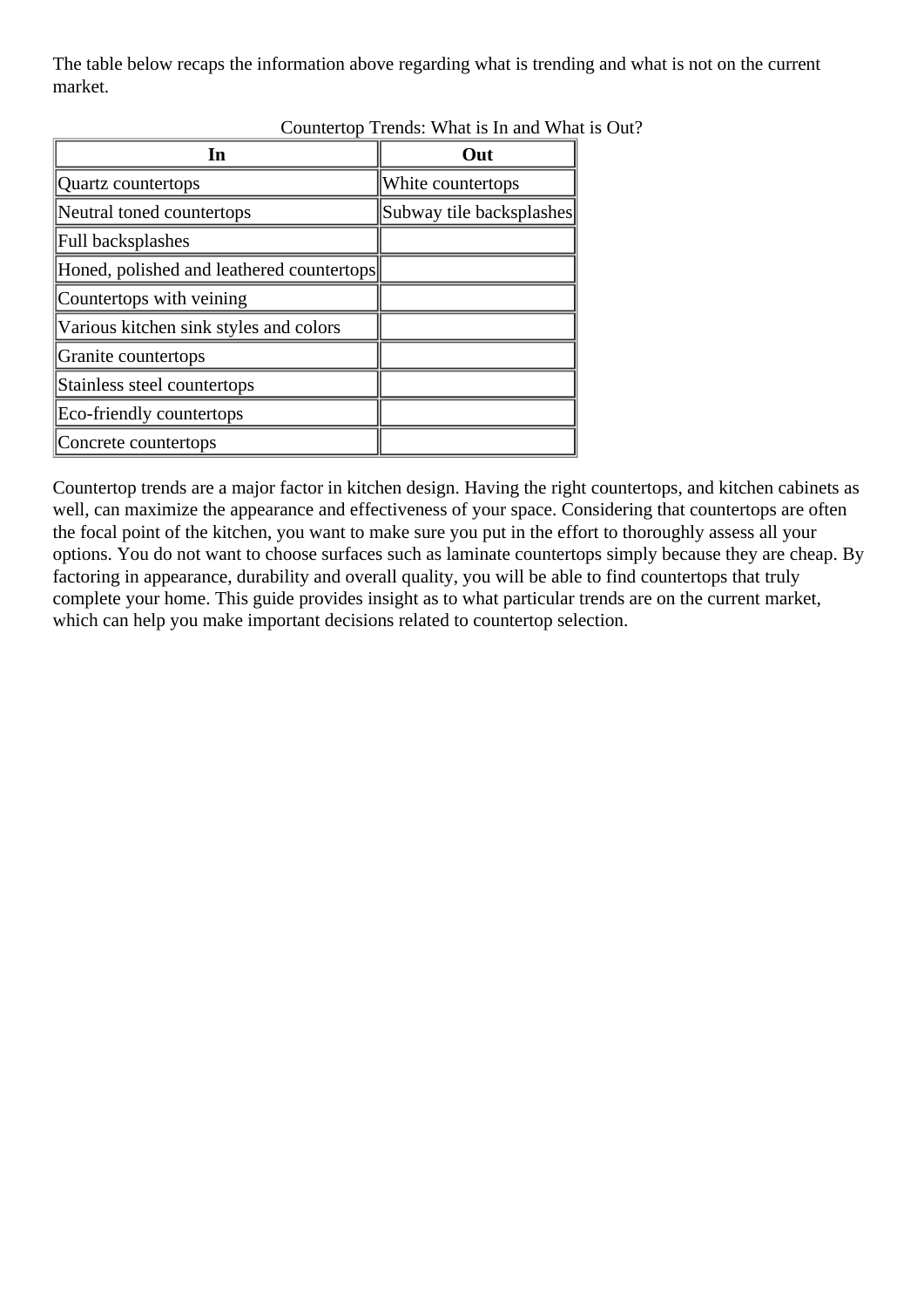The table below recaps the information above regarding what is trending and what is not on the current market.

Countertop Trends: What is In and What is Out?

| In | Out |
|---|---|
| Quartz countertops | White countertops |
| Neutral toned countertops | Subway tile backsplashes |
| Full backsplashes | |
| Honed, polished and leathered countertops | |
| Countertops with veining | |
| Various kitchen sink styles and colors | |
| Granite countertops | |
| Stainless steel countertops | |
| Eco-friendly countertops | |
| Concrete countertops | |

Countertop trends are a major factor in kitchen design. Having the right countertops, and kitchen cabinets as well, can maximize the appearance and effectiveness of your space. Considering that countertops are often the focal point of the kitchen, you want to make sure you put in the effort to thoroughly assess all your options. You do not want to choose surfaces such as laminate countertops simply because they are cheap. By factoring in appearance, durability and overall quality, you will be able to find countertops that truly complete your home. This guide provides insight as to what particular trends are on the current market, which can help you make important decisions related to countertop selection.